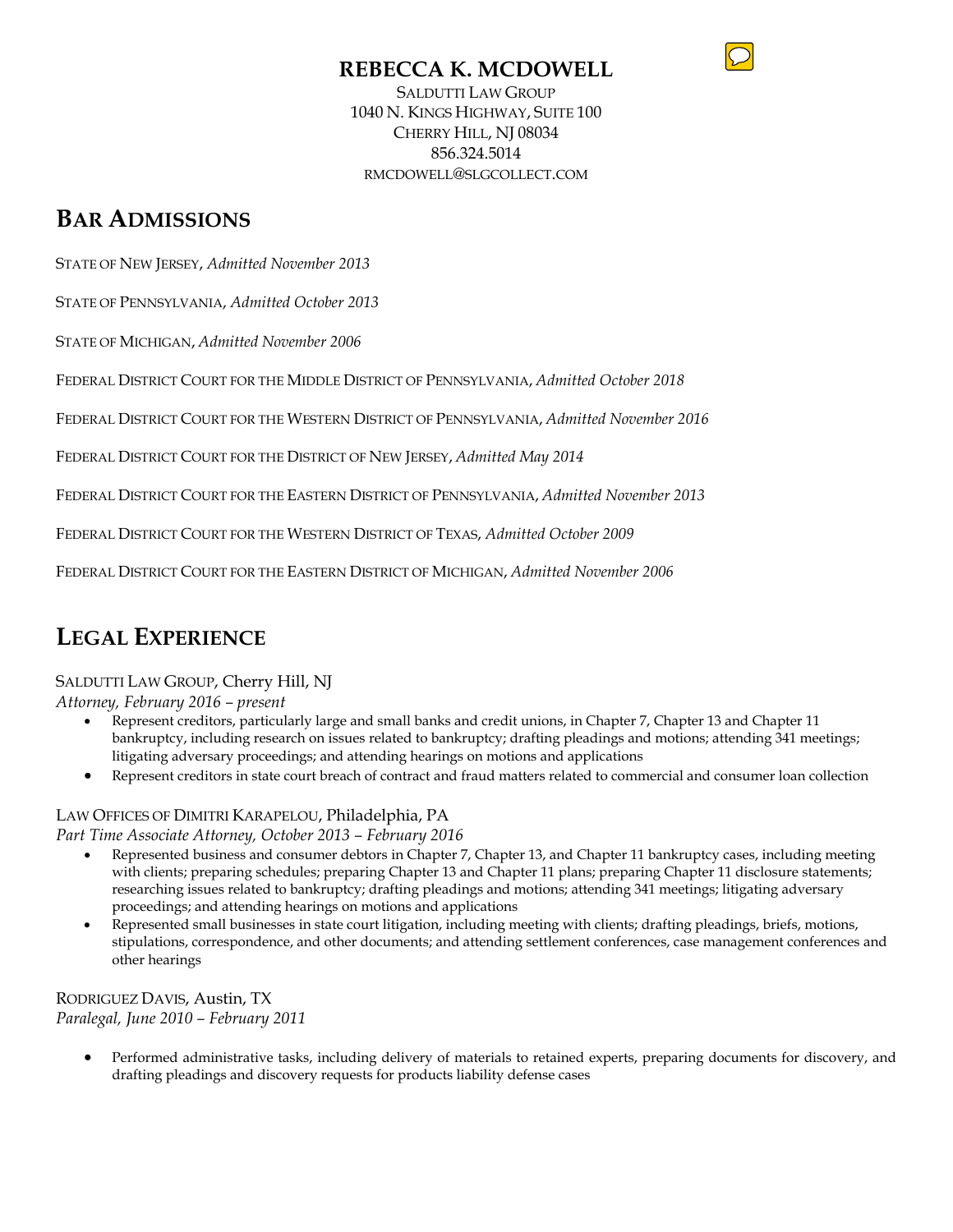# REBECCA K. MCDOWELL

SALDUTTI LAW GROUP
1040 N. KINGS HIGHWAY, SUITE 100
CHERRY HILL, NJ 08034
856.324.5014
RMCDOWELL@SLGCOLLECT.COM

## BAR ADMISSIONS

STATE OF NEW JERSEY, *Admitted November 2013*

STATE OF PENNSYLVANIA, *Admitted October 2013*

STATE OF MICHIGAN, *Admitted November 2006*

FEDERAL DISTRICT COURT FOR THE MIDDLE DISTRICT OF PENNSYLVANIA, *Admitted October 2018*

FEDERAL DISTRICT COURT FOR THE WESTERN DISTRICT OF PENNSYLVANIA, *Admitted November 2016*

FEDERAL DISTRICT COURT FOR THE DISTRICT OF NEW JERSEY, *Admitted May 2014*

FEDERAL DISTRICT COURT FOR THE EASTERN DISTRICT OF PENNSYLVANIA, *Admitted November 2013*

FEDERAL DISTRICT COURT FOR THE WESTERN DISTRICT OF TEXAS, *Admitted October 2009*

FEDERAL DISTRICT COURT FOR THE EASTERN DISTRICT OF MICHIGAN, *Admitted November 2006*

## LEGAL EXPERIENCE

SALDUTTI LAW GROUP, Cherry Hill, NJ
*Attorney, February 2016 – present*

- Represent creditors, particularly large and small banks and credit unions, in Chapter 7, Chapter 13 and Chapter 11 bankruptcy, including research on issues related to bankruptcy; drafting pleadings and motions; attending 341 meetings; litigating adversary proceedings; and attending hearings on motions and applications
- Represent creditors in state court breach of contract and fraud matters related to commercial and consumer loan collection

LAW OFFICES OF DIMITRI KARAPELOU, Philadelphia, PA
*Part Time Associate Attorney, October 2013 – February 2016*

- Represented business and consumer debtors in Chapter 7, Chapter 13, and Chapter 11 bankruptcy cases, including meeting with clients; preparing schedules; preparing Chapter 13 and Chapter 11 plans; preparing Chapter 11 disclosure statements; researching issues related to bankruptcy; drafting pleadings and motions; attending 341 meetings; litigating adversary proceedings; and attending hearings on motions and applications
- Represented small businesses in state court litigation, including meeting with clients; drafting pleadings, briefs, motions, stipulations, correspondence, and other documents; and attending settlement conferences, case management conferences and other hearings

RODRIGUEZ DAVIS, Austin, TX
*Paralegal, June 2010 – February 2011*

- Performed administrative tasks, including delivery of materials to retained experts, preparing documents for discovery, and drafting pleadings and discovery requests for products liability defense cases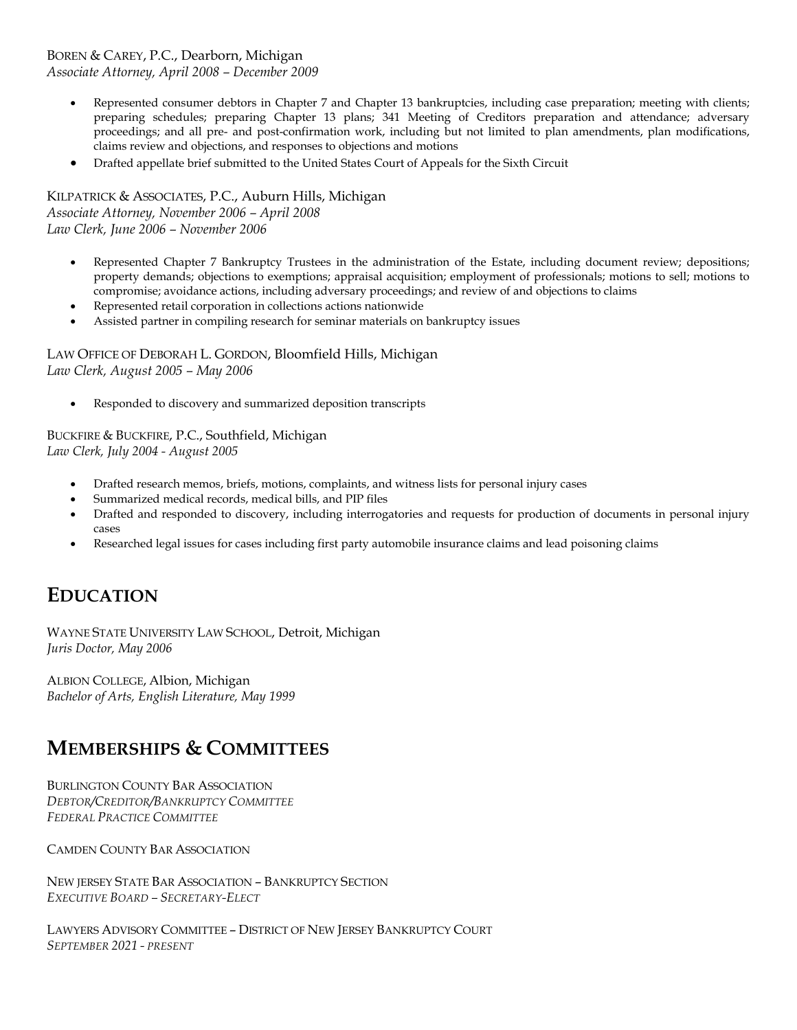BOREN & CAREY, P.C., Dearborn, Michigan
*Associate Attorney, April 2008 – December 2009*

- Represented consumer debtors in Chapter 7 and Chapter 13 bankruptcies, including case preparation; meeting with clients; preparing schedules; preparing Chapter 13 plans; 341 Meeting of Creditors preparation and attendance; adversary proceedings; and all pre- and post-confirmation work, including but not limited to plan amendments, plan modifications, claims review and objections, and responses to objections and motions
- Drafted appellate brief submitted to the United States Court of Appeals for the Sixth Circuit

KILPATRICK & ASSOCIATES, P.C., Auburn Hills, Michigan
*Associate Attorney, November 2006 – April 2008*
*Law Clerk, June 2006 – November 2006*

- Represented Chapter 7 Bankruptcy Trustees in the administration of the Estate, including document review; depositions; property demands; objections to exemptions; appraisal acquisition; employment of professionals; motions to sell; motions to compromise; avoidance actions, including adversary proceedings; and review of and objections to claims
- Represented retail corporation in collections actions nationwide
- Assisted partner in compiling research for seminar materials on bankruptcy issues

LAW OFFICE OF DEBORAH L. GORDON, Bloomfield Hills, Michigan
*Law Clerk, August 2005 – May 2006*

- Responded to discovery and summarized deposition transcripts

BUCKFIRE & BUCKFIRE, P.C., Southfield, Michigan
*Law Clerk, July 2004 - August 2005*

- Drafted research memos, briefs, motions, complaints, and witness lists for personal injury cases
- Summarized medical records, medical bills, and PIP files
- Drafted and responded to discovery, including interrogatories and requests for production of documents in personal injury cases
- Researched legal issues for cases including first party automobile insurance claims and lead poisoning claims

## EDUCATION

WAYNE STATE UNIVERSITY LAW SCHOOL, Detroit, Michigan
*Juris Doctor, May 2006*

ALBION COLLEGE, Albion, Michigan
*Bachelor of Arts, English Literature, May 1999*

## MEMBERSHIPS & COMMITTEES

BURLINGTON COUNTY BAR ASSOCIATION
*DEBTOR/CREDITOR/BANKRUPTCY COMMITTEE*
*FEDERAL PRACTICE COMMITTEE*

CAMDEN COUNTY BAR ASSOCIATION

NEW JERSEY STATE BAR ASSOCIATION – BANKRUPTCY SECTION
*EXECUTIVE BOARD – SECRETARY-ELECT*

LAWYERS ADVISORY COMMITTEE – DISTRICT OF NEW JERSEY BANKRUPTCY COURT
*SEPTEMBER 2021 - PRESENT*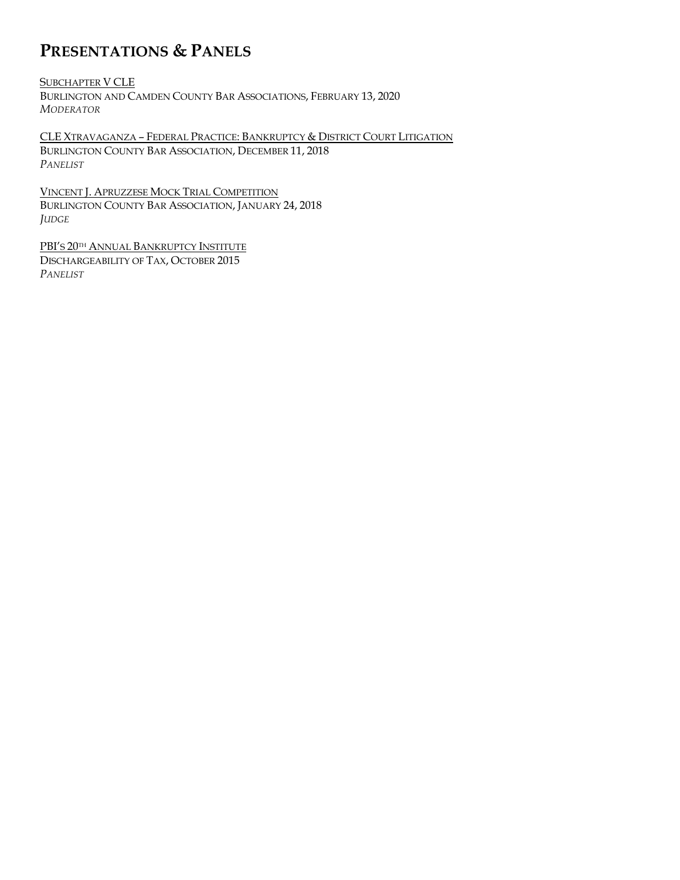# Presentations & Panels

Subchapter V CLE
Burlington and Camden County Bar Associations, February 13, 2020
*Moderator*

CLE Xtravaganza – Federal Practice: Bankruptcy & District Court Litigation
Burlington County Bar Association, December 11, 2018
*Panelist*

Vincent J. Apruzzese Mock Trial Competition
Burlington County Bar Association, January 24, 2018
*Judge*

PBI's 20th Annual Bankruptcy Institute
Dischargeability of Tax, October 2015
*Panelist*